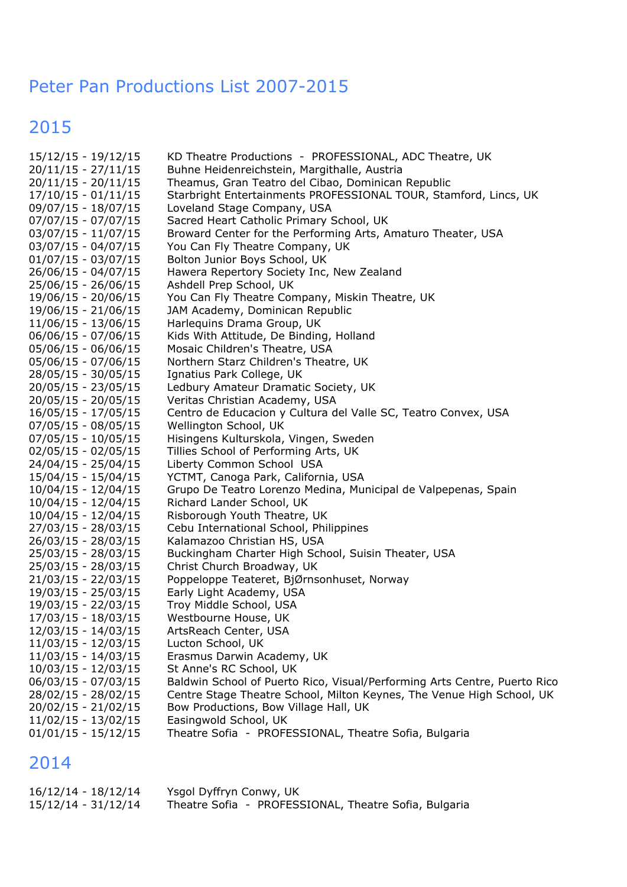# Peter Pan Productions List 2007-2015

## 2015

15/12/15 - 19/12/15 KD Theatre Productions - PROFESSIONAL, ADC Theatre, UK
20/11/15 - 27/11/15 Buhne Heidenreichstein, Margithalle, Austria
20/11/15 - 20/11/15 Theamus, Gran Teatro del Cibao, Dominican Republic
17/10/15 - 01/11/15 Starbright Entertainments PROFESSIONAL TOUR, Stamford, Lincs, UK
09/07/15 - 18/07/15 Loveland Stage Company, USA
07/07/15 - 07/07/15 Sacred Heart Catholic Primary School, UK
03/07/15 - 11/07/15 Broward Center for the Performing Arts, Amaturo Theater, USA
03/07/15 - 04/07/15 You Can Fly Theatre Company, UK
01/07/15 - 03/07/15 Bolton Junior Boys School, UK
26/06/15 - 04/07/15 Hawera Repertory Society Inc, New Zealand
25/06/15 - 26/06/15 Ashdell Prep School, UK
19/06/15 - 20/06/15 You Can Fly Theatre Company, Miskin Theatre, UK
19/06/15 - 21/06/15 JAM Academy, Dominican Republic
11/06/15 - 13/06/15 Harlequins Drama Group, UK
06/06/15 - 07/06/15 Kids With Attitude, De Binding, Holland
05/06/15 - 06/06/15 Mosaic Children's Theatre, USA
05/06/15 - 07/06/15 Northern Starz Children's Theatre, UK
28/05/15 - 30/05/15 Ignatius Park College, UK
20/05/15 - 23/05/15 Ledbury Amateur Dramatic Society, UK
20/05/15 - 20/05/15 Veritas Christian Academy, USA
16/05/15 - 17/05/15 Centro de Educacion y Cultura del Valle SC, Teatro Convex, USA
07/05/15 - 08/05/15 Wellington School, UK
07/05/15 - 10/05/15 Hisingens Kulturskola, Vingen, Sweden
02/05/15 - 02/05/15 Tillies School of Performing Arts, UK
24/04/15 - 25/04/15 Liberty Common School USA
15/04/15 - 15/04/15 YCTMT, Canoga Park, California, USA
10/04/15 - 12/04/15 Grupo De Teatro Lorenzo Medina, Municipal de Valpepenas, Spain
10/04/15 - 12/04/15 Richard Lander School, UK
10/04/15 - 12/04/15 Risborough Youth Theatre, UK
27/03/15 - 28/03/15 Cebu International School, Philippines
26/03/15 - 28/03/15 Kalamazoo Christian HS, USA
25/03/15 - 28/03/15 Buckingham Charter High School, Suisin Theater, USA
25/03/15 - 28/03/15 Christ Church Broadway, UK
21/03/15 - 22/03/15 Poppeloppe Teateret, BjØrnsonhuset, Norway
19/03/15 - 25/03/15 Early Light Academy, USA
19/03/15 - 22/03/15 Troy Middle School, USA
17/03/15 - 18/03/15 Westbourne House, UK
12/03/15 - 14/03/15 ArtsReach Center, USA
11/03/15 - 12/03/15 Lucton School, UK
11/03/15 - 14/03/15 Erasmus Darwin Academy, UK
10/03/15 - 12/03/15 St Anne's RC School, UK
06/03/15 - 07/03/15 Baldwin School of Puerto Rico, Visual/Performing Arts Centre, Puerto Rico
28/02/15 - 28/02/15 Centre Stage Theatre School, Milton Keynes, The Venue High School, UK
20/02/15 - 21/02/15 Bow Productions, Bow Village Hall, UK
11/02/15 - 13/02/15 Easingwold School, UK
01/01/15 - 15/12/15 Theatre Sofia - PROFESSIONAL, Theatre Sofia, Bulgaria

## 2014

16/12/14 - 18/12/14 Ysgol Dyffryn Conwy, UK
15/12/14 - 31/12/14 Theatre Sofia - PROFESSIONAL, Theatre Sofia, Bulgaria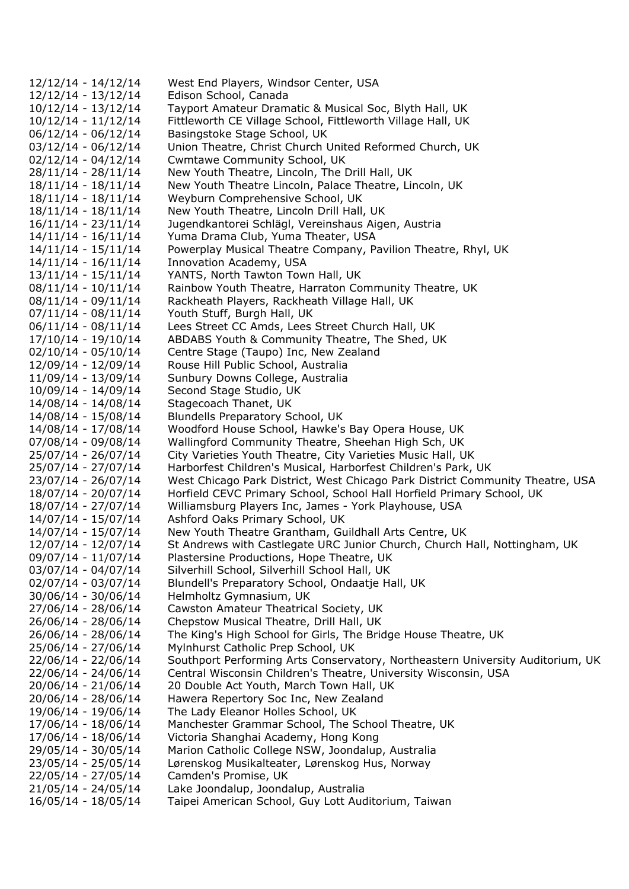| | |
|---|---|
| 12/12/14 - 14/12/14 | West End Players, Windsor Center, USA |
| 12/12/14 - 13/12/14 | Edison School, Canada |
| 10/12/14 - 13/12/14 | Tayport Amateur Dramatic & Musical Soc, Blyth Hall, UK |
| 10/12/14 - 11/12/14 | Fittleworth CE Village School, Fittleworth Village Hall, UK |
| 06/12/14 - 06/12/14 | Basingstoke Stage School, UK |
| 03/12/14 - 06/12/14 | Union Theatre, Christ Church United Reformed Church, UK |
| 02/12/14 - 04/12/14 | Cwmtawe Community School, UK |
| 28/11/14 - 28/11/14 | New Youth Theatre, Lincoln, The Drill Hall, UK |
| 18/11/14 - 18/11/14 | New Youth Theatre Lincoln, Palace Theatre, Lincoln, UK |
| 18/11/14 - 18/11/14 | Weyburn Comprehensive School, UK |
| 18/11/14 - 18/11/14 | New Youth Theatre, Lincoln Drill Hall, UK |
| 16/11/14 - 23/11/14 | Jugendkantorei Schlägl, Vereinshaus Aigen, Austria |
| 14/11/14 - 16/11/14 | Yuma Drama Club, Yuma Theater, USA |
| 14/11/14 - 15/11/14 | Powerplay Musical Theatre Company, Pavilion Theatre, Rhyl, UK |
| 14/11/14 - 16/11/14 | Innovation Academy, USA |
| 13/11/14 - 15/11/14 | YANTS, North Tawton Town Hall, UK |
| 08/11/14 - 10/11/14 | Rainbow Youth Theatre, Harraton Community Theatre, UK |
| 08/11/14 - 09/11/14 | Rackheath Players, Rackheath Village Hall, UK |
| 07/11/14 - 08/11/14 | Youth Stuff, Burgh Hall, UK |
| 06/11/14 - 08/11/14 | Lees Street CC Amds, Lees Street Church Hall, UK |
| 17/10/14 - 19/10/14 | ABDABS Youth & Community Theatre, The Shed, UK |
| 02/10/14 - 05/10/14 | Centre Stage (Taupo) Inc, New Zealand |
| 12/09/14 - 12/09/14 | Rouse Hill Public School, Australia |
| 11/09/14 - 13/09/14 | Sunbury Downs College, Australia |
| 10/09/14 - 14/09/14 | Second Stage Studio, UK |
| 14/08/14 - 14/08/14 | Stagecoach Thanet, UK |
| 14/08/14 - 15/08/14 | Blundells Preparatory School, UK |
| 14/08/14 - 17/08/14 | Woodford House School, Hawke's Bay Opera House, UK |
| 07/08/14 - 09/08/14 | Wallingford Community Theatre, Sheehan High Sch, UK |
| 25/07/14 - 26/07/14 | City Varieties Youth Theatre, City Varieties Music Hall, UK |
| 25/07/14 - 27/07/14 | Harborfest Children's Musical, Harborfest Children's Park, UK |
| 23/07/14 - 26/07/14 | West Chicago Park District, West Chicago Park District Community Theatre, USA |
| 18/07/14 - 20/07/14 | Horfield CEVC Primary School, School Hall Horfield Primary School, UK |
| 18/07/14 - 27/07/14 | Williamsburg Players Inc, James - York Playhouse, USA |
| 14/07/14 - 15/07/14 | Ashford Oaks Primary School, UK |
| 14/07/14 - 15/07/14 | New Youth Theatre Grantham, Guildhall Arts Centre, UK |
| 12/07/14 - 12/07/14 | St Andrews with Castlegate URC Junior Church, Church Hall, Nottingham, UK |
| 09/07/14 - 11/07/14 | Plastersine Productions, Hope Theatre, UK |
| 03/07/14 - 04/07/14 | Silverhill School, Silverhill School Hall, UK |
| 02/07/14 - 03/07/14 | Blundell's Preparatory School, Ondaatje Hall, UK |
| 30/06/14 - 30/06/14 | Helmholtz Gymnasium, UK |
| 27/06/14 - 28/06/14 | Cawston Amateur Theatrical Society, UK |
| 26/06/14 - 28/06/14 | Chepstow Musical Theatre, Drill Hall, UK |
| 26/06/14 - 28/06/14 | The King's High School for Girls, The Bridge House Theatre, UK |
| 25/06/14 - 27/06/14 | Mylnhurst Catholic Prep School, UK |
| 22/06/14 - 22/06/14 | Southport Performing Arts Conservatory, Northeastern University Auditorium, UK |
| 22/06/14 - 24/06/14 | Central Wisconsin Children's Theatre, University Wisconsin, USA |
| 20/06/14 - 21/06/14 | 20 Double Act Youth, March Town Hall, UK |
| 20/06/14 - 28/06/14 | Hawera Repertory Soc Inc, New Zealand |
| 19/06/14 - 19/06/14 | The Lady Eleanor Holles School, UK |
| 17/06/14 - 18/06/14 | Manchester Grammar School, The School Theatre, UK |
| 17/06/14 - 18/06/14 | Victoria Shanghai Academy, Hong Kong |
| 29/05/14 - 30/05/14 | Marion Catholic College NSW, Joondalup, Australia |
| 23/05/14 - 25/05/14 | Lørenskog Musikalteater, Lørenskog Hus, Norway |
| 22/05/14 - 27/05/14 | Camden's Promise, UK |
| 21/05/14 - 24/05/14 | Lake Joondalup, Joondalup, Australia |
| 16/05/14 - 18/05/14 | Taipei American School, Guy Lott Auditorium, Taiwan |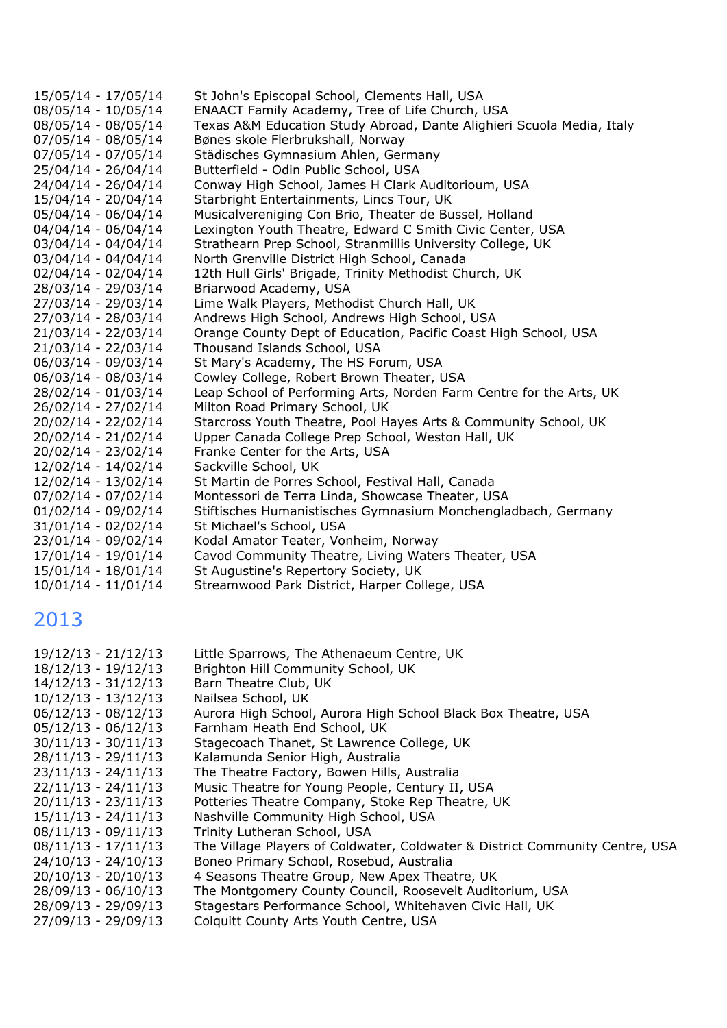15/05/14 - 17/05/14 St John's Episcopal School, Clements Hall, USA
08/05/14 - 10/05/14 ENAACT Family Academy, Tree of Life Church, USA
08/05/14 - 08/05/14 Texas A&M Education Study Abroad, Dante Alighieri Scuola Media, Italy
07/05/14 - 08/05/14 Bønes skole Flerbrukshall, Norway
07/05/14 - 07/05/14 Städisches Gymnasium Ahlen, Germany
25/04/14 - 26/04/14 Butterfield - Odin Public School, USA
24/04/14 - 26/04/14 Conway High School, James H Clark Auditorioum, USA
15/04/14 - 20/04/14 Starbright Entertainments, Lincs Tour, UK
05/04/14 - 06/04/14 Musicalvereniging Con Brio, Theater de Bussel, Holland
04/04/14 - 06/04/14 Lexington Youth Theatre, Edward C Smith Civic Center, USA
03/04/14 - 04/04/14 Strathearn Prep School, Stranmillis University College, UK
03/04/14 - 04/04/14 North Grenville District High School, Canada
02/04/14 - 02/04/14 12th Hull Girls' Brigade, Trinity Methodist Church, UK
28/03/14 - 29/03/14 Briarwood Academy, USA
27/03/14 - 29/03/14 Lime Walk Players, Methodist Church Hall, UK
27/03/14 - 28/03/14 Andrews High School, Andrews High School, USA
21/03/14 - 22/03/14 Orange County Dept of Education, Pacific Coast High School, USA
21/03/14 - 22/03/14 Thousand Islands School, USA
06/03/14 - 09/03/14 St Mary's Academy, The HS Forum, USA
06/03/14 - 08/03/14 Cowley College, Robert Brown Theater, USA
28/02/14 - 01/03/14 Leap School of Performing Arts, Norden Farm Centre for the Arts, UK
26/02/14 - 27/02/14 Milton Road Primary School, UK
20/02/14 - 22/02/14 Starcross Youth Theatre, Pool Hayes Arts & Community School, UK
20/02/14 - 21/02/14 Upper Canada College Prep School, Weston Hall, UK
20/02/14 - 23/02/14 Franke Center for the Arts, USA
12/02/14 - 14/02/14 Sackville School, UK
12/02/14 - 13/02/14 St Martin de Porres School, Festival Hall, Canada
07/02/14 - 07/02/14 Montessori de Terra Linda, Showcase Theater, USA
01/02/14 - 09/02/14 Stiftisches Humanistisches Gymnasium Monchengladbach, Germany
31/01/14 - 02/02/14 St Michael's School, USA
23/01/14 - 09/02/14 Kodal Amator Teater, Vonheim, Norway
17/01/14 - 19/01/14 Cavod Community Theatre, Living Waters Theater, USA
15/01/14 - 18/01/14 St Augustine's Repertory Society, UK
10/01/14 - 11/01/14 Streamwood Park District, Harper College, USA

## 2013

19/12/13 - 21/12/13 Little Sparrows, The Athenaeum Centre, UK
18/12/13 - 19/12/13 Brighton Hill Community School, UK
14/12/13 - 31/12/13 Barn Theatre Club, UK
10/12/13 - 13/12/13 Nailsea School, UK
06/12/13 - 08/12/13 Aurora High School, Aurora High School Black Box Theatre, USA
05/12/13 - 06/12/13 Farnham Heath End School, UK
30/11/13 - 30/11/13 Stagecoach Thanet, St Lawrence College, UK
28/11/13 - 29/11/13 Kalamunda Senior High, Australia
23/11/13 - 24/11/13 The Theatre Factory, Bowen Hills, Australia
22/11/13 - 24/11/13 Music Theatre for Young People, Century II, USA
20/11/13 - 23/11/13 Potteries Theatre Company, Stoke Rep Theatre, UK
15/11/13 - 24/11/13 Nashville Community High School, USA
08/11/13 - 09/11/13 Trinity Lutheran School, USA
08/11/13 - 17/11/13 The Village Players of Coldwater, Coldwater & District Community Centre, USA
24/10/13 - 24/10/13 Boneo Primary School, Rosebud, Australia
20/10/13 - 20/10/13 4 Seasons Theatre Group, New Apex Theatre, UK
28/09/13 - 06/10/13 The Montgomery County Council, Roosevelt Auditorium, USA
28/09/13 - 29/09/13 Stagestars Performance School, Whitehaven Civic Hall, UK
27/09/13 - 29/09/13 Colquitt County Arts Youth Centre, USA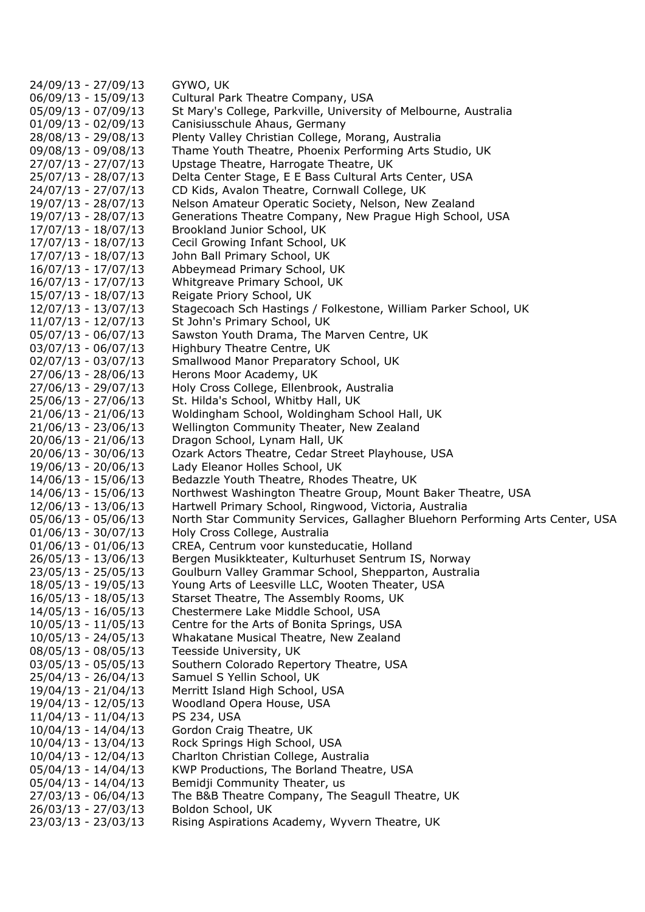| | |
|---|---|
| 24/09/13 - 27/09/13 | GYWO, UK |
| 06/09/13 - 15/09/13 | Cultural Park Theatre Company, USA |
| 05/09/13 - 07/09/13 | St Mary's College, Parkville, University of Melbourne, Australia |
| 01/09/13 - 02/09/13 | Canisiusschule Ahaus, Germany |
| 28/08/13 - 29/08/13 | Plenty Valley Christian College, Morang, Australia |
| 09/08/13 - 09/08/13 | Thame Youth Theatre, Phoenix Performing Arts Studio, UK |
| 27/07/13 - 27/07/13 | Upstage Theatre, Harrogate Theatre, UK |
| 25/07/13 - 28/07/13 | Delta Center Stage, E E Bass Cultural Arts Center, USA |
| 24/07/13 - 27/07/13 | CD Kids, Avalon Theatre, Cornwall College, UK |
| 19/07/13 - 28/07/13 | Nelson Amateur Operatic Society, Nelson, New Zealand |
| 19/07/13 - 28/07/13 | Generations Theatre Company, New Prague High School, USA |
| 17/07/13 - 18/07/13 | Brookland Junior School, UK |
| 17/07/13 - 18/07/13 | Cecil Growing Infant School, UK |
| 17/07/13 - 18/07/13 | John Ball Primary School, UK |
| 16/07/13 - 17/07/13 | Abbeymead Primary School, UK |
| 16/07/13 - 17/07/13 | Whitgreave Primary School, UK |
| 15/07/13 - 18/07/13 | Reigate Priory School, UK |
| 12/07/13 - 13/07/13 | Stagecoach Sch Hastings / Folkestone, William Parker School, UK |
| 11/07/13 - 12/07/13 | St John's Primary School, UK |
| 05/07/13 - 06/07/13 | Sawston Youth Drama, The Marven Centre, UK |
| 03/07/13 - 06/07/13 | Highbury Theatre Centre, UK |
| 02/07/13 - 03/07/13 | Smallwood Manor Preparatory School, UK |
| 27/06/13 - 28/06/13 | Herons Moor Academy, UK |
| 27/06/13 - 29/07/13 | Holy Cross College, Ellenbrook, Australia |
| 25/06/13 - 27/06/13 | St. Hilda's School, Whitby Hall, UK |
| 21/06/13 - 21/06/13 | Woldingham School, Woldingham School Hall, UK |
| 21/06/13 - 23/06/13 | Wellington Community Theater, New Zealand |
| 20/06/13 - 21/06/13 | Dragon School, Lynam Hall, UK |
| 20/06/13 - 30/06/13 | Ozark Actors Theatre, Cedar Street Playhouse, USA |
| 19/06/13 - 20/06/13 | Lady Eleanor Holles School, UK |
| 14/06/13 - 15/06/13 | Bedazzle Youth Theatre, Rhodes Theatre, UK |
| 14/06/13 - 15/06/13 | Northwest Washington Theatre Group, Mount Baker Theatre, USA |
| 12/06/13 - 13/06/13 | Hartwell Primary School, Ringwood, Victoria, Australia |
| 05/06/13 - 05/06/13 | North Star Community Services, Gallagher Bluehorn Performing Arts Center, USA |
| 01/06/13 - 30/07/13 | Holy Cross College, Australia |
| 01/06/13 - 01/06/13 | CREA, Centrum voor kunsteducatie, Holland |
| 26/05/13 - 13/06/13 | Bergen Musikkteater, Kulturhuset Sentrum IS, Norway |
| 23/05/13 - 25/05/13 | Goulburn Valley Grammar School, Shepparton, Australia |
| 18/05/13 - 19/05/13 | Young Arts of Leesville LLC, Wooten Theater, USA |
| 16/05/13 - 18/05/13 | Starset Theatre, The Assembly Rooms, UK |
| 14/05/13 - 16/05/13 | Chestermere Lake Middle School, USA |
| 10/05/13 - 11/05/13 | Centre for the Arts of Bonita Springs, USA |
| 10/05/13 - 24/05/13 | Whakatane Musical Theatre, New Zealand |
| 08/05/13 - 08/05/13 | Teesside University, UK |
| 03/05/13 - 05/05/13 | Southern Colorado Repertory Theatre, USA |
| 25/04/13 - 26/04/13 | Samuel S Yellin School, UK |
| 19/04/13 - 21/04/13 | Merritt Island High School, USA |
| 19/04/13 - 12/05/13 | Woodland Opera House, USA |
| 11/04/13 - 11/04/13 | PS 234, USA |
| 10/04/13 - 14/04/13 | Gordon Craig Theatre, UK |
| 10/04/13 - 13/04/13 | Rock Springs High School, USA |
| 10/04/13 - 12/04/13 | Charlton Christian College, Australia |
| 05/04/13 - 14/04/13 | KWP Productions, The Borland Theatre, USA |
| 05/04/13 - 14/04/13 | Bemidji Community Theater, us |
| 27/03/13 - 06/04/13 | The B&B Theatre Company, The Seagull Theatre, UK |
| 26/03/13 - 27/03/13 | Boldon School, UK |
| 23/03/13 - 23/03/13 | Rising Aspirations Academy, Wyvern Theatre, UK |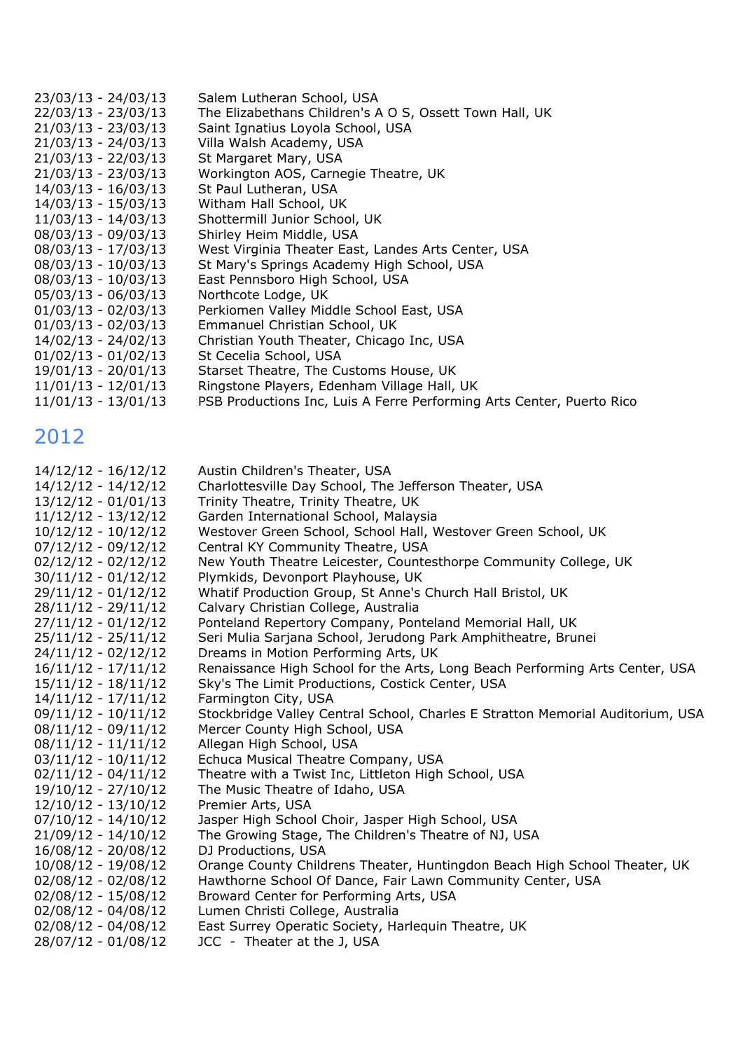23/03/13 - 24/03/13 Salem Lutheran School, USA
22/03/13 - 23/03/13 The Elizabethans Children's A O S, Ossett Town Hall, UK
21/03/13 - 23/03/13 Saint Ignatius Loyola School, USA
21/03/13 - 24/03/13 Villa Walsh Academy, USA
21/03/13 - 22/03/13 St Margaret Mary, USA
21/03/13 - 23/03/13 Workington AOS, Carnegie Theatre, UK
14/03/13 - 16/03/13 St Paul Lutheran, USA
14/03/13 - 15/03/13 Witham Hall School, UK
11/03/13 - 14/03/13 Shottermill Junior School, UK
08/03/13 - 09/03/13 Shirley Heim Middle, USA
08/03/13 - 17/03/13 West Virginia Theater East, Landes Arts Center, USA
08/03/13 - 10/03/13 St Mary's Springs Academy High School, USA
08/03/13 - 10/03/13 East Pennsboro High School, USA
05/03/13 - 06/03/13 Northcote Lodge, UK
01/03/13 - 02/03/13 Perkiomen Valley Middle School East, USA
01/03/13 - 02/03/13 Emmanuel Christian School, UK
14/02/13 - 24/02/13 Christian Youth Theater, Chicago Inc, USA
01/02/13 - 01/02/13 St Cecelia School, USA
19/01/13 - 20/01/13 Starset Theatre, The Customs House, UK
11/01/13 - 12/01/13 Ringstone Players, Edenham Village Hall, UK
11/01/13 - 13/01/13 PSB Productions Inc, Luis A Ferre Performing Arts Center, Puerto Rico

## 2012

14/12/12 - 16/12/12 Austin Children's Theater, USA
14/12/12 - 14/12/12 Charlottesville Day School, The Jefferson Theater, USA
13/12/12 - 01/01/13 Trinity Theatre, Trinity Theatre, UK
11/12/12 - 13/12/12 Garden International School, Malaysia
10/12/12 - 10/12/12 Westover Green School, School Hall, Westover Green School, UK
07/12/12 - 09/12/12 Central KY Community Theatre, USA
02/12/12 - 02/12/12 New Youth Theatre Leicester, Countesthorpe Community College, UK
30/11/12 - 01/12/12 Plymkids, Devonport Playhouse, UK
29/11/12 - 01/12/12 Whatif Production Group, St Anne's Church Hall Bristol, UK
28/11/12 - 29/11/12 Calvary Christian College, Australia
27/11/12 - 01/12/12 Ponteland Repertory Company, Ponteland Memorial Hall, UK
25/11/12 - 25/11/12 Seri Mulia Sarjana School, Jerudong Park Amphitheatre, Brunei
24/11/12 - 02/12/12 Dreams in Motion Performing Arts, UK
16/11/12 - 17/11/12 Renaissance High School for the Arts, Long Beach Performing Arts Center, USA
15/11/12 - 18/11/12 Sky's The Limit Productions, Costick Center, USA
14/11/12 - 17/11/12 Farmington City, USA
09/11/12 - 10/11/12 Stockbridge Valley Central School, Charles E Stratton Memorial Auditorium, USA
08/11/12 - 09/11/12 Mercer County High School, USA
08/11/12 - 11/11/12 Allegan High School, USA
03/11/12 - 10/11/12 Echuca Musical Theatre Company, USA
02/11/12 - 04/11/12 Theatre with a Twist Inc, Littleton High School, USA
19/10/12 - 27/10/12 The Music Theatre of Idaho, USA
12/10/12 - 13/10/12 Premier Arts, USA
07/10/12 - 14/10/12 Jasper High School Choir, Jasper High School, USA
21/09/12 - 14/10/12 The Growing Stage, The Children's Theatre of NJ, USA
16/08/12 - 20/08/12 DJ Productions, USA
10/08/12 - 19/08/12 Orange County Childrens Theater, Huntingdon Beach High School Theater, UK
02/08/12 - 02/08/12 Hawthorne School Of Dance, Fair Lawn Community Center, USA
02/08/12 - 15/08/12 Broward Center for Performing Arts, USA
02/08/12 - 04/08/12 Lumen Christi College, Australia
02/08/12 - 04/08/12 East Surrey Operatic Society, Harlequin Theatre, UK
28/07/12 - 01/08/12 JCC - Theater at the J, USA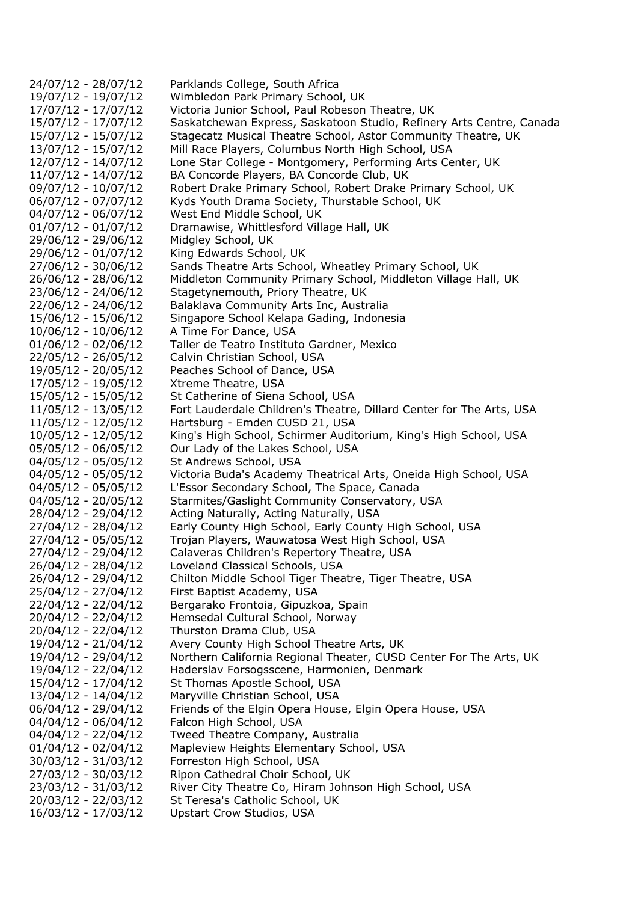| | |
|---|---|
| 24/07/12 - 28/07/12 | Parklands College, South Africa |
| 19/07/12 - 19/07/12 | Wimbledon Park Primary School, UK |
| 17/07/12 - 17/07/12 | Victoria Junior School, Paul Robeson Theatre, UK |
| 15/07/12 - 17/07/12 | Saskatchewan Express, Saskatoon Studio, Refinery Arts Centre, Canada |
| 15/07/12 - 15/07/12 | Stagecatz Musical Theatre School, Astor Community Theatre, UK |
| 13/07/12 - 15/07/12 | Mill Race Players, Columbus North High School, USA |
| 12/07/12 - 14/07/12 | Lone Star College - Montgomery, Performing Arts Center, UK |
| 11/07/12 - 14/07/12 | BA Concorde Players, BA Concorde Club, UK |
| 09/07/12 - 10/07/12 | Robert Drake Primary School, Robert Drake Primary School, UK |
| 06/07/12 - 07/07/12 | Kyds Youth Drama Society, Thurstable School, UK |
| 04/07/12 - 06/07/12 | West End Middle School, UK |
| 01/07/12 - 01/07/12 | Dramawise, Whittlesford Village Hall, UK |
| 29/06/12 - 29/06/12 | Midgley School, UK |
| 29/06/12 - 01/07/12 | King Edwards School, UK |
| 27/06/12 - 30/06/12 | Sands Theatre Arts School, Wheatley Primary School, UK |
| 26/06/12 - 28/06/12 | Middleton Community Primary School, Middleton Village Hall, UK |
| 23/06/12 - 24/06/12 | Stagetynemouth, Priory Theatre, UK |
| 22/06/12 - 24/06/12 | Balaklava Community Arts Inc, Australia |
| 15/06/12 - 15/06/12 | Singapore School Kelapa Gading, Indonesia |
| 10/06/12 - 10/06/12 | A Time For Dance, USA |
| 01/06/12 - 02/06/12 | Taller de Teatro Instituto Gardner, Mexico |
| 22/05/12 - 26/05/12 | Calvin Christian School, USA |
| 19/05/12 - 20/05/12 | Peaches School of Dance, USA |
| 17/05/12 - 19/05/12 | Xtreme Theatre, USA |
| 15/05/12 - 15/05/12 | St Catherine of Siena School, USA |
| 11/05/12 - 13/05/12 | Fort Lauderdale Children's Theatre, Dillard Center for The Arts, USA |
| 11/05/12 - 12/05/12 | Hartsburg - Emden CUSD 21, USA |
| 10/05/12 - 12/05/12 | King's High School, Schirmer Auditorium, King's High School, USA |
| 05/05/12 - 06/05/12 | Our Lady of the Lakes School, USA |
| 04/05/12 - 05/05/12 | St Andrews School, USA |
| 04/05/12 - 05/05/12 | Victoria Buda's Academy Theatrical Arts, Oneida High School, USA |
| 04/05/12 - 05/05/12 | L'Essor Secondary School, The Space, Canada |
| 04/05/12 - 20/05/12 | Starmites/Gaslight Community Conservatory, USA |
| 28/04/12 - 29/04/12 | Acting Naturally, Acting Naturally, USA |
| 27/04/12 - 28/04/12 | Early County High School, Early County High School, USA |
| 27/04/12 - 05/05/12 | Trojan Players, Wauwatosa West High School, USA |
| 27/04/12 - 29/04/12 | Calaveras Children's Repertory Theatre, USA |
| 26/04/12 - 28/04/12 | Loveland Classical Schools, USA |
| 26/04/12 - 29/04/12 | Chilton Middle School Tiger Theatre, Tiger Theatre, USA |
| 25/04/12 - 27/04/12 | First Baptist Academy, USA |
| 22/04/12 - 22/04/12 | Bergarako Frontoia, Gipuzkoa, Spain |
| 20/04/12 - 22/04/12 | Hemsedal Cultural School, Norway |
| 20/04/12 - 22/04/12 | Thurston Drama Club, USA |
| 19/04/12 - 21/04/12 | Avery County High School Theatre Arts, UK |
| 19/04/12 - 29/04/12 | Northern California Regional Theater, CUSD Center For The Arts, UK |
| 19/04/12 - 22/04/12 | Haderslav Forsogsscene, Harmonien, Denmark |
| 15/04/12 - 17/04/12 | St Thomas Apostle School, USA |
| 13/04/12 - 14/04/12 | Maryville Christian School, USA |
| 06/04/12 - 29/04/12 | Friends of the Elgin Opera House, Elgin Opera House, USA |
| 04/04/12 - 06/04/12 | Falcon High School, USA |
| 04/04/12 - 22/04/12 | Tweed Theatre Company, Australia |
| 01/04/12 - 02/04/12 | Mapleview Heights Elementary School, USA |
| 30/03/12 - 31/03/12 | Forreston High School, USA |
| 27/03/12 - 30/03/12 | Ripon Cathedral Choir School, UK |
| 23/03/12 - 31/03/12 | River City Theatre Co, Hiram Johnson High School, USA |
| 20/03/12 - 22/03/12 | St Teresa's Catholic School, UK |
| 16/03/12 - 17/03/12 | Upstart Crow Studios, USA |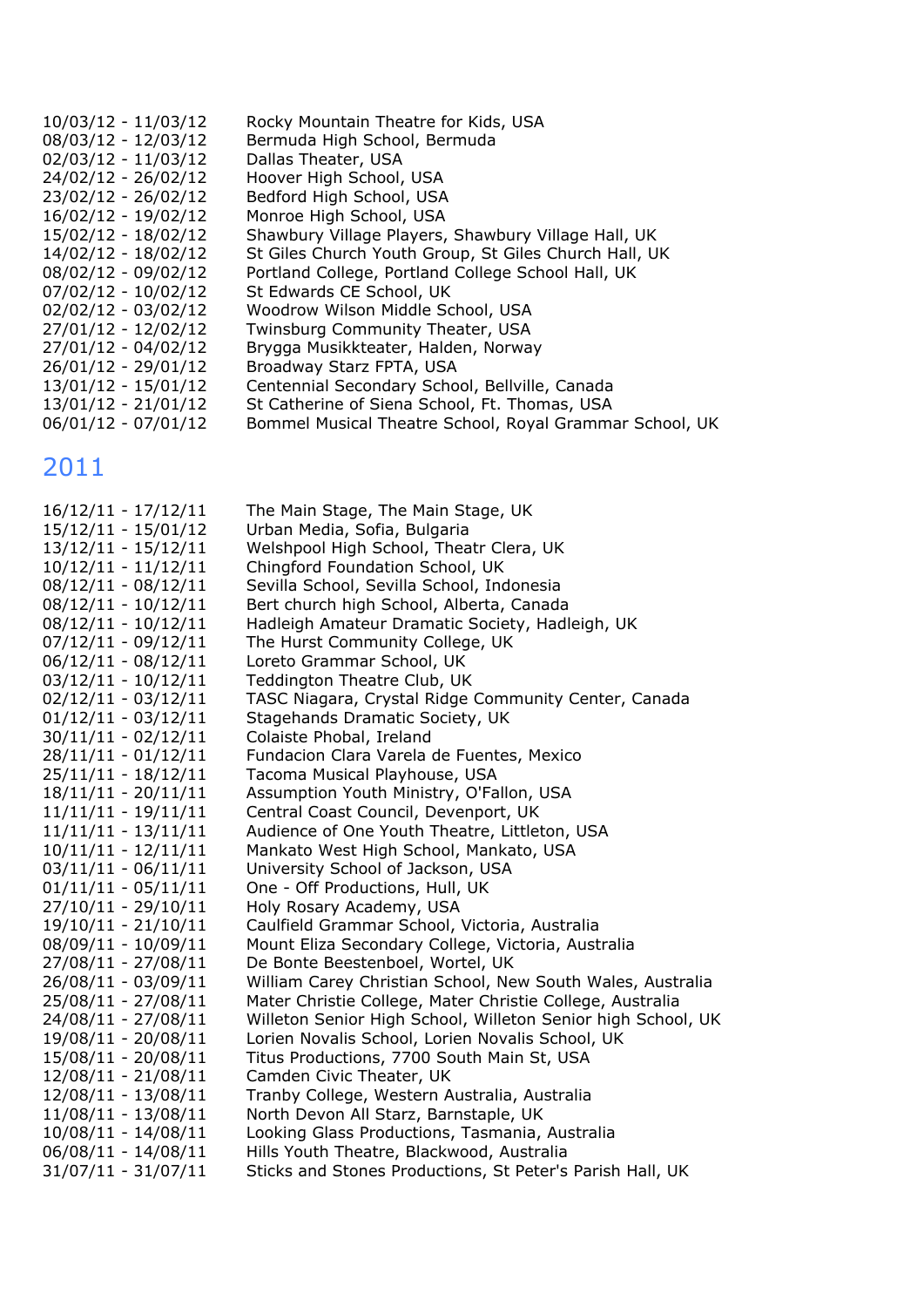10/03/12 - 11/03/12 Rocky Mountain Theatre for Kids, USA
08/03/12 - 12/03/12 Bermuda High School, Bermuda
02/03/12 - 11/03/12 Dallas Theater, USA
24/02/12 - 26/02/12 Hoover High School, USA
23/02/12 - 26/02/12 Bedford High School, USA
16/02/12 - 19/02/12 Monroe High School, USA
15/02/12 - 18/02/12 Shawbury Village Players, Shawbury Village Hall, UK
14/02/12 - 18/02/12 St Giles Church Youth Group, St Giles Church Hall, UK
08/02/12 - 09/02/12 Portland College, Portland College School Hall, UK
07/02/12 - 10/02/12 St Edwards CE School, UK
02/02/12 - 03/02/12 Woodrow Wilson Middle School, USA
27/01/12 - 12/02/12 Twinsburg Community Theater, USA
27/01/12 - 04/02/12 Brygga Musikkteater, Halden, Norway
26/01/12 - 29/01/12 Broadway Starz FPTA, USA
13/01/12 - 15/01/12 Centennial Secondary School, Bellville, Canada
13/01/12 - 21/01/12 St Catherine of Siena School, Ft. Thomas, USA
06/01/12 - 07/01/12 Bommel Musical Theatre School, Royal Grammar School, UK

## 2011

16/12/11 - 17/12/11 The Main Stage, The Main Stage, UK
15/12/11 - 15/01/12 Urban Media, Sofia, Bulgaria
13/12/11 - 15/12/11 Welshpool High School, Theatr Clera, UK
10/12/11 - 11/12/11 Chingford Foundation School, UK
08/12/11 - 08/12/11 Sevilla School, Sevilla School, Indonesia
08/12/11 - 10/12/11 Bert church high School, Alberta, Canada
08/12/11 - 10/12/11 Hadleigh Amateur Dramatic Society, Hadleigh, UK
07/12/11 - 09/12/11 The Hurst Community College, UK
06/12/11 - 08/12/11 Loreto Grammar School, UK
03/12/11 - 10/12/11 Teddington Theatre Club, UK
02/12/11 - 03/12/11 TASC Niagara, Crystal Ridge Community Center, Canada
01/12/11 - 03/12/11 Stagehands Dramatic Society, UK
30/11/11 - 02/12/11 Colaiste Phobal, Ireland
28/11/11 - 01/12/11 Fundacion Clara Varela de Fuentes, Mexico
25/11/11 - 18/12/11 Tacoma Musical Playhouse, USA
18/11/11 - 20/11/11 Assumption Youth Ministry, O'Fallon, USA
11/11/11 - 19/11/11 Central Coast Council, Devenport, UK
11/11/11 - 13/11/11 Audience of One Youth Theatre, Littleton, USA
10/11/11 - 12/11/11 Mankato West High School, Mankato, USA
03/11/11 - 06/11/11 University School of Jackson, USA
01/11/11 - 05/11/11 One - Off Productions, Hull, UK
27/10/11 - 29/10/11 Holy Rosary Academy, USA
19/10/11 - 21/10/11 Caulfield Grammar School, Victoria, Australia
08/09/11 - 10/09/11 Mount Eliza Secondary College, Victoria, Australia
27/08/11 - 27/08/11 De Bonte Beestenboel, Wortel, UK
26/08/11 - 03/09/11 William Carey Christian School, New South Wales, Australia
25/08/11 - 27/08/11 Mater Christie College, Mater Christie College, Australia
24/08/11 - 27/08/11 Willeton Senior High School, Willeton Senior high School, UK
19/08/11 - 20/08/11 Lorien Novalis School, Lorien Novalis School, UK
15/08/11 - 20/08/11 Titus Productions, 7700 South Main St, USA
12/08/11 - 21/08/11 Camden Civic Theater, UK
12/08/11 - 13/08/11 Tranby College, Western Australia, Australia
11/08/11 - 13/08/11 North Devon All Starz, Barnstaple, UK
10/08/11 - 14/08/11 Looking Glass Productions, Tasmania, Australia
06/08/11 - 14/08/11 Hills Youth Theatre, Blackwood, Australia
31/07/11 - 31/07/11 Sticks and Stones Productions, St Peter's Parish Hall, UK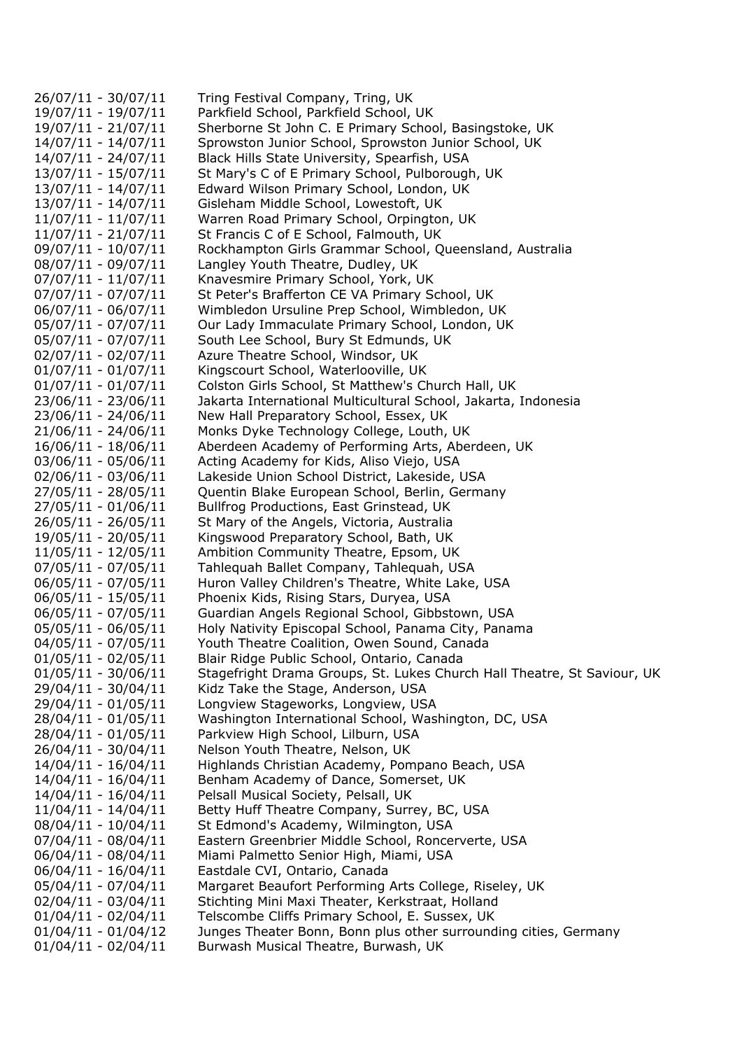26/07/11 - 30/07/11 Tring Festival Company, Tring, UK
19/07/11 - 19/07/11 Parkfield School, Parkfield School, UK
19/07/11 - 21/07/11 Sherborne St John C. E Primary School, Basingstoke, UK
14/07/11 - 14/07/11 Sprowston Junior School, Sprowston Junior School, UK
14/07/11 - 24/07/11 Black Hills State University, Spearfish, USA
13/07/11 - 15/07/11 St Mary's C of E Primary School, Pulborough, UK
13/07/11 - 14/07/11 Edward Wilson Primary School, London, UK
13/07/11 - 14/07/11 Gisleham Middle School, Lowestoft, UK
11/07/11 - 11/07/11 Warren Road Primary School, Orpington, UK
11/07/11 - 21/07/11 St Francis C of E School, Falmouth, UK
09/07/11 - 10/07/11 Rockhampton Girls Grammar School, Queensland, Australia
08/07/11 - 09/07/11 Langley Youth Theatre, Dudley, UK
07/07/11 - 11/07/11 Knavesmire Primary School, York, UK
07/07/11 - 07/07/11 St Peter's Brafferton CE VA Primary School, UK
06/07/11 - 06/07/11 Wimbledon Ursuline Prep School, Wimbledon, UK
05/07/11 - 07/07/11 Our Lady Immaculate Primary School, London, UK
05/07/11 - 07/07/11 South Lee School, Bury St Edmunds, UK
02/07/11 - 02/07/11 Azure Theatre School, Windsor, UK
01/07/11 - 01/07/11 Kingscourt School, Waterlooville, UK
01/07/11 - 01/07/11 Colston Girls School, St Matthew's Church Hall, UK
23/06/11 - 23/06/11 Jakarta International Multicultural School, Jakarta, Indonesia
23/06/11 - 24/06/11 New Hall Preparatory School, Essex, UK
21/06/11 - 24/06/11 Monks Dyke Technology College, Louth, UK
16/06/11 - 18/06/11 Aberdeen Academy of Performing Arts, Aberdeen, UK
03/06/11 - 05/06/11 Acting Academy for Kids, Aliso Viejo, USA
02/06/11 - 03/06/11 Lakeside Union School District, Lakeside, USA
27/05/11 - 28/05/11 Quentin Blake European School, Berlin, Germany
27/05/11 - 01/06/11 Bullfrog Productions, East Grinstead, UK
26/05/11 - 26/05/11 St Mary of the Angels, Victoria, Australia
19/05/11 - 20/05/11 Kingswood Preparatory School, Bath, UK
11/05/11 - 12/05/11 Ambition Community Theatre, Epsom, UK
07/05/11 - 07/05/11 Tahlequah Ballet Company, Tahlequah, USA
06/05/11 - 07/05/11 Huron Valley Children's Theatre, White Lake, USA
06/05/11 - 15/05/11 Phoenix Kids, Rising Stars, Duryea, USA
06/05/11 - 07/05/11 Guardian Angels Regional School, Gibbstown, USA
05/05/11 - 06/05/11 Holy Nativity Episcopal School, Panama City, Panama
04/05/11 - 07/05/11 Youth Theatre Coalition, Owen Sound, Canada
01/05/11 - 02/05/11 Blair Ridge Public School, Ontario, Canada
01/05/11 - 30/06/11 Stagefright Drama Groups, St. Lukes Church Hall Theatre, St Saviour, UK
29/04/11 - 30/04/11 Kidz Take the Stage, Anderson, USA
29/04/11 - 01/05/11 Longview Stageworks, Longview, USA
28/04/11 - 01/05/11 Washington International School, Washington, DC, USA
28/04/11 - 01/05/11 Parkview High School, Lilburn, USA
26/04/11 - 30/04/11 Nelson Youth Theatre, Nelson, UK
14/04/11 - 16/04/11 Highlands Christian Academy, Pompano Beach, USA
14/04/11 - 16/04/11 Benham Academy of Dance, Somerset, UK
14/04/11 - 16/04/11 Pelsall Musical Society, Pelsall, UK
11/04/11 - 14/04/11 Betty Huff Theatre Company, Surrey, BC, USA
08/04/11 - 10/04/11 St Edmond's Academy, Wilmington, USA
07/04/11 - 08/04/11 Eastern Greenbrier Middle School, Roncerverte, USA
06/04/11 - 08/04/11 Miami Palmetto Senior High, Miami, USA
06/04/11 - 16/04/11 Eastdale CVI, Ontario, Canada
05/04/11 - 07/04/11 Margaret Beaufort Performing Arts College, Riseley, UK
02/04/11 - 03/04/11 Stichting Mini Maxi Theater, Kerkstraat, Holland
01/04/11 - 02/04/11 Telscombe Cliffs Primary School, E. Sussex, UK
01/04/11 - 01/04/12 Junges Theater Bonn, Bonn plus other surrounding cities, Germany
01/04/11 - 02/04/11 Burwash Musical Theatre, Burwash, UK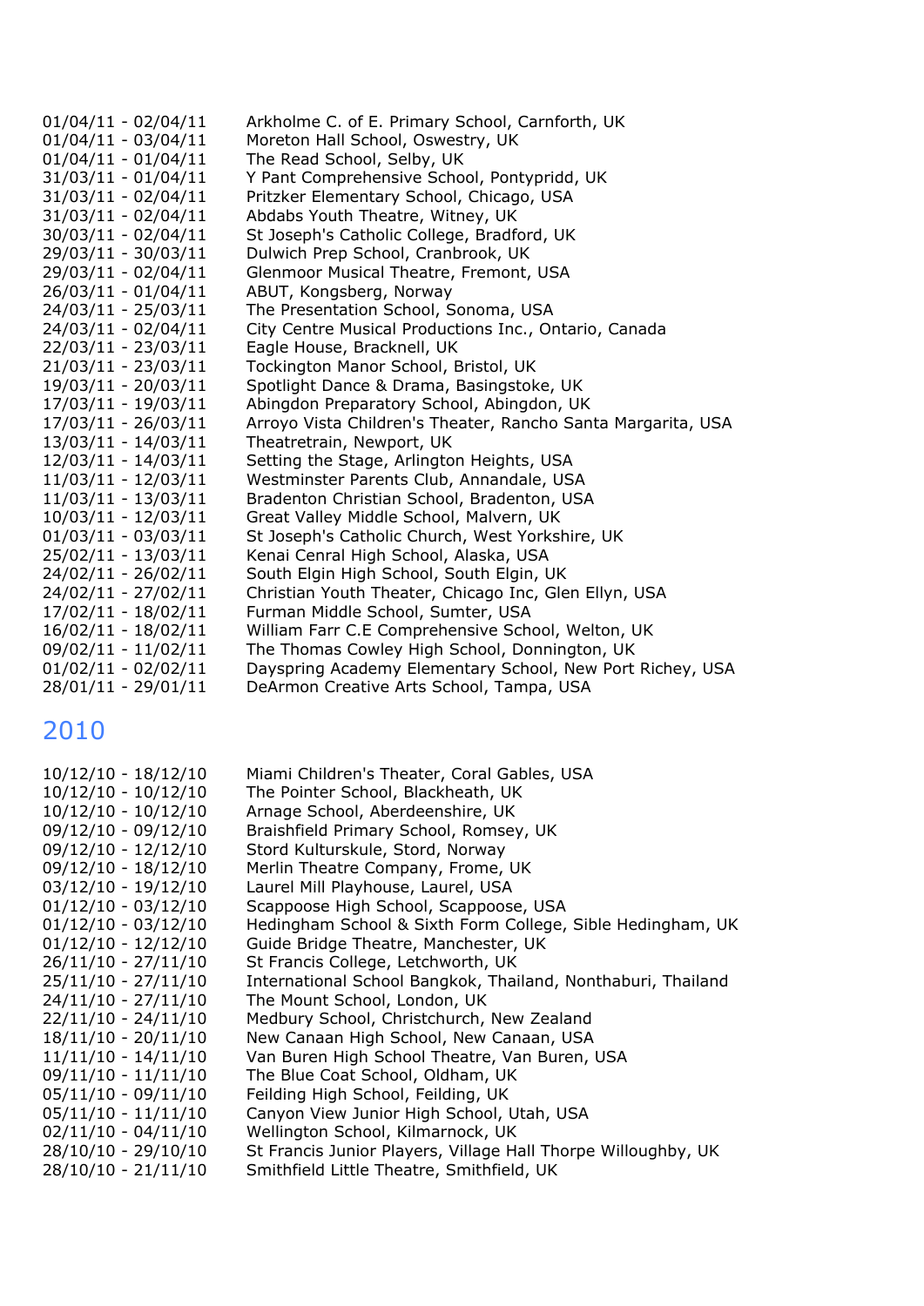01/04/11 - 02/04/11 Arkholme C. of E. Primary School, Carnforth, UK
01/04/11 - 03/04/11 Moreton Hall School, Oswestry, UK
01/04/11 - 01/04/11 The Read School, Selby, UK
31/03/11 - 01/04/11 Y Pant Comprehensive School, Pontypridd, UK
31/03/11 - 02/04/11 Pritzker Elementary School, Chicago, USA
31/03/11 - 02/04/11 Abdabs Youth Theatre, Witney, UK
30/03/11 - 02/04/11 St Joseph's Catholic College, Bradford, UK
29/03/11 - 30/03/11 Dulwich Prep School, Cranbrook, UK
29/03/11 - 02/04/11 Glenmoor Musical Theatre, Fremont, USA
26/03/11 - 01/04/11 ABUT, Kongsberg, Norway
24/03/11 - 25/03/11 The Presentation School, Sonoma, USA
24/03/11 - 02/04/11 City Centre Musical Productions Inc., Ontario, Canada
22/03/11 - 23/03/11 Eagle House, Bracknell, UK
21/03/11 - 23/03/11 Tockington Manor School, Bristol, UK
19/03/11 - 20/03/11 Spotlight Dance & Drama, Basingstoke, UK
17/03/11 - 19/03/11 Abingdon Preparatory School, Abingdon, UK
17/03/11 - 26/03/11 Arroyo Vista Children's Theater, Rancho Santa Margarita, USA
13/03/11 - 14/03/11 Theatretrain, Newport, UK
12/03/11 - 14/03/11 Setting the Stage, Arlington Heights, USA
11/03/11 - 12/03/11 Westminster Parents Club, Annandale, USA
11/03/11 - 13/03/11 Bradenton Christian School, Bradenton, USA
10/03/11 - 12/03/11 Great Valley Middle School, Malvern, UK
01/03/11 - 03/03/11 St Joseph's Catholic Church, West Yorkshire, UK
25/02/11 - 13/03/11 Kenai Cenral High School, Alaska, USA
24/02/11 - 26/02/11 South Elgin High School, South Elgin, UK
24/02/11 - 27/02/11 Christian Youth Theater, Chicago Inc, Glen Ellyn, USA
17/02/11 - 18/02/11 Furman Middle School, Sumter, USA
16/02/11 - 18/02/11 William Farr C.E Comprehensive School, Welton, UK
09/02/11 - 11/02/11 The Thomas Cowley High School, Donnington, UK
01/02/11 - 02/02/11 Dayspring Academy Elementary School, New Port Richey, USA
28/01/11 - 29/01/11 DeArmon Creative Arts School, Tampa, USA

## 2010

10/12/10 - 18/12/10 Miami Children's Theater, Coral Gables, USA
10/12/10 - 10/12/10 The Pointer School, Blackheath, UK
10/12/10 - 10/12/10 Arnage School, Aberdeenshire, UK
09/12/10 - 09/12/10 Braishfield Primary School, Romsey, UK
09/12/10 - 12/12/10 Stord Kulturskule, Stord, Norway
09/12/10 - 18/12/10 Merlin Theatre Company, Frome, UK
03/12/10 - 19/12/10 Laurel Mill Playhouse, Laurel, USA
01/12/10 - 03/12/10 Scappoose High School, Scappoose, USA
01/12/10 - 03/12/10 Hedingham School & Sixth Form College, Sible Hedingham, UK
01/12/10 - 12/12/10 Guide Bridge Theatre, Manchester, UK
26/11/10 - 27/11/10 St Francis College, Letchworth, UK
25/11/10 - 27/11/10 International School Bangkok, Thailand, Nonthaburi, Thailand
24/11/10 - 27/11/10 The Mount School, London, UK
22/11/10 - 24/11/10 Medbury School, Christchurch, New Zealand
18/11/10 - 20/11/10 New Canaan High School, New Canaan, USA
11/11/10 - 14/11/10 Van Buren High School Theatre, Van Buren, USA
09/11/10 - 11/11/10 The Blue Coat School, Oldham, UK
05/11/10 - 09/11/10 Feilding High School, Feilding, UK
05/11/10 - 11/11/10 Canyon View Junior High School, Utah, USA
02/11/10 - 04/11/10 Wellington School, Kilmarnock, UK
28/10/10 - 29/10/10 St Francis Junior Players, Village Hall Thorpe Willoughby, UK
28/10/10 - 21/11/10 Smithfield Little Theatre, Smithfield, UK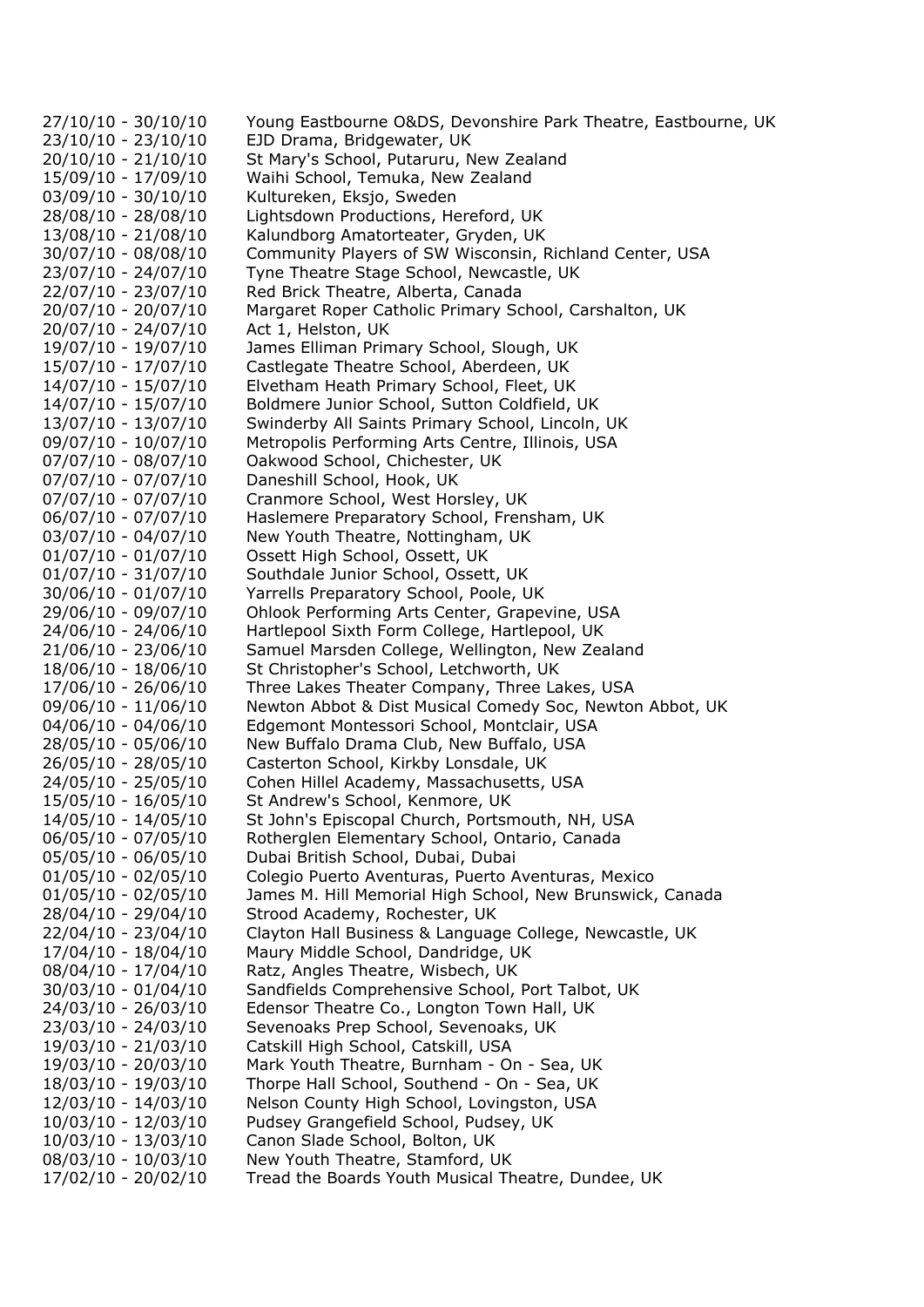| | |
|---|---|
| 27/10/10 - 30/10/10 | Young Eastbourne O&DS, Devonshire Park Theatre, Eastbourne, UK |
| 23/10/10 - 23/10/10 | EJD Drama, Bridgewater, UK |
| 20/10/10 - 21/10/10 | St Mary's School, Putaruru, New Zealand |
| 15/09/10 - 17/09/10 | Waihi School, Temuka, New Zealand |
| 03/09/10 - 30/10/10 | Kultureken, Eksjo, Sweden |
| 28/08/10 - 28/08/10 | Lightsdown Productions, Hereford, UK |
| 13/08/10 - 21/08/10 | Kalundborg Amatorteater, Gryden, UK |
| 30/07/10 - 08/08/10 | Community Players of SW Wisconsin, Richland Center, USA |
| 23/07/10 - 24/07/10 | Tyne Theatre Stage School, Newcastle, UK |
| 22/07/10 - 23/07/10 | Red Brick Theatre, Alberta, Canada |
| 20/07/10 - 20/07/10 | Margaret Roper Catholic Primary School, Carshalton, UK |
| 20/07/10 - 24/07/10 | Act 1, Helston, UK |
| 19/07/10 - 19/07/10 | James Elliman Primary School, Slough, UK |
| 15/07/10 - 17/07/10 | Castlegate Theatre School, Aberdeen, UK |
| 14/07/10 - 15/07/10 | Elvetham Heath Primary School, Fleet, UK |
| 14/07/10 - 15/07/10 | Boldmere Junior School, Sutton Coldfield, UK |
| 13/07/10 - 13/07/10 | Swinderby All Saints Primary School, Lincoln, UK |
| 09/07/10 - 10/07/10 | Metropolis Performing Arts Centre, Illinois, USA |
| 07/07/10 - 08/07/10 | Oakwood School, Chichester, UK |
| 07/07/10 - 07/07/10 | Daneshill School, Hook, UK |
| 07/07/10 - 07/07/10 | Cranmore School, West Horsley, UK |
| 06/07/10 - 07/07/10 | Haslemere Preparatory School, Frensham, UK |
| 03/07/10 - 04/07/10 | New Youth Theatre, Nottingham, UK |
| 01/07/10 - 01/07/10 | Ossett High School, Ossett, UK |
| 01/07/10 - 31/07/10 | Southdale Junior School, Ossett, UK |
| 30/06/10 - 01/07/10 | Yarrells Preparatory School, Poole, UK |
| 29/06/10 - 09/07/10 | Ohlook Performing Arts Center, Grapevine, USA |
| 24/06/10 - 24/06/10 | Hartlepool Sixth Form College, Hartlepool, UK |
| 21/06/10 - 23/06/10 | Samuel Marsden College, Wellington, New Zealand |
| 18/06/10 - 18/06/10 | St Christopher's School, Letchworth, UK |
| 17/06/10 - 26/06/10 | Three Lakes Theater Company, Three Lakes, USA |
| 09/06/10 - 11/06/10 | Newton Abbot & Dist Musical Comedy Soc, Newton Abbot, UK |
| 04/06/10 - 04/06/10 | Edgemont Montessori School, Montclair, USA |
| 28/05/10 - 05/06/10 | New Buffalo Drama Club, New Buffalo, USA |
| 26/05/10 - 28/05/10 | Casterton School, Kirkby Lonsdale, UK |
| 24/05/10 - 25/05/10 | Cohen Hillel Academy, Massachusetts, USA |
| 15/05/10 - 16/05/10 | St Andrew's School, Kenmore, UK |
| 14/05/10 - 14/05/10 | St John's Episcopal Church, Portsmouth, NH, USA |
| 06/05/10 - 07/05/10 | Rotherglen Elementary School, Ontario, Canada |
| 05/05/10 - 06/05/10 | Dubai British School, Dubai, Dubai |
| 01/05/10 - 02/05/10 | Colegio Puerto Aventuras, Puerto Aventuras, Mexico |
| 01/05/10 - 02/05/10 | James M. Hill Memorial High School, New Brunswick, Canada |
| 28/04/10 - 29/04/10 | Strood Academy, Rochester, UK |
| 22/04/10 - 23/04/10 | Clayton Hall Business & Language College, Newcastle, UK |
| 17/04/10 - 18/04/10 | Maury Middle School, Dandridge, UK |
| 08/04/10 - 17/04/10 | Ratz, Angles Theatre, Wisbech, UK |
| 30/03/10 - 01/04/10 | Sandfields Comprehensive School, Port Talbot, UK |
| 24/03/10 - 26/03/10 | Edensor Theatre Co., Longton Town Hall, UK |
| 23/03/10 - 24/03/10 | Sevenoaks Prep School, Sevenoaks, UK |
| 19/03/10 - 21/03/10 | Catskill High School, Catskill, USA |
| 19/03/10 - 20/03/10 | Mark Youth Theatre, Burnham - On - Sea, UK |
| 18/03/10 - 19/03/10 | Thorpe Hall School, Southend - On - Sea, UK |
| 12/03/10 - 14/03/10 | Nelson County High School, Lovingston, USA |
| 10/03/10 - 12/03/10 | Pudsey Grangefield School, Pudsey, UK |
| 10/03/10 - 13/03/10 | Canon Slade School, Bolton, UK |
| 08/03/10 - 10/03/10 | New Youth Theatre, Stamford, UK |
| 17/02/10 - 20/02/10 | Tread the Boards Youth Musical Theatre, Dundee, UK |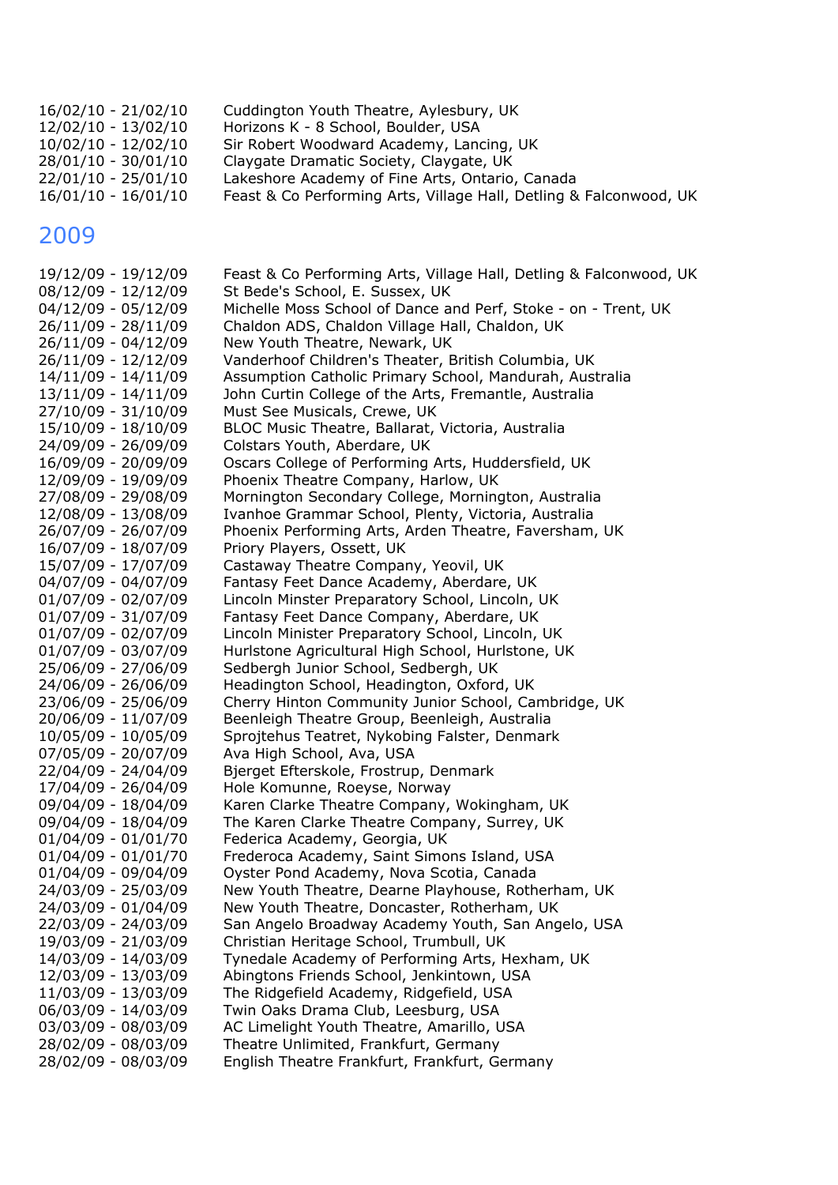| | |
|---|---|
| 16/02/10 - 21/02/10 | Cuddington Youth Theatre, Aylesbury, UK |
| 12/02/10 - 13/02/10 | Horizons K - 8 School, Boulder, USA |
| 10/02/10 - 12/02/10 | Sir Robert Woodward Academy, Lancing, UK |
| 28/01/10 - 30/01/10 | Claygate Dramatic Society, Claygate, UK |
| 22/01/10 - 25/01/10 | Lakeshore Academy of Fine Arts, Ontario, Canada |
| 16/01/10 - 16/01/10 | Feast & Co Performing Arts, Village Hall, Detling & Falconwood, UK |

## 2009

| | |
|---|---|
| 19/12/09 - 19/12/09 | Feast & Co Performing Arts, Village Hall, Detling & Falconwood, UK |
| 08/12/09 - 12/12/09 | St Bede's School, E. Sussex, UK |
| 04/12/09 - 05/12/09 | Michelle Moss School of Dance and Perf, Stoke - on - Trent, UK |
| 26/11/09 - 28/11/09 | Chaldon ADS, Chaldon Village Hall, Chaldon, UK |
| 26/11/09 - 04/12/09 | New Youth Theatre, Newark, UK |
| 26/11/09 - 12/12/09 | Vanderhoof Children's Theater, British Columbia, UK |
| 14/11/09 - 14/11/09 | Assumption Catholic Primary School, Mandurah, Australia |
| 13/11/09 - 14/11/09 | John Curtin College of the Arts, Fremantle, Australia |
| 27/10/09 - 31/10/09 | Must See Musicals, Crewe, UK |
| 15/10/09 - 18/10/09 | BLOC Music Theatre, Ballarat, Victoria, Australia |
| 24/09/09 - 26/09/09 | Colstars Youth, Aberdare, UK |
| 16/09/09 - 20/09/09 | Oscars College of Performing Arts, Huddersfield, UK |
| 12/09/09 - 19/09/09 | Phoenix Theatre Company, Harlow, UK |
| 27/08/09 - 29/08/09 | Mornington Secondary College, Mornington, Australia |
| 12/08/09 - 13/08/09 | Ivanhoe Grammar School, Plenty, Victoria, Australia |
| 26/07/09 - 26/07/09 | Phoenix Performing Arts, Arden Theatre, Faversham, UK |
| 16/07/09 - 18/07/09 | Priory Players, Ossett, UK |
| 15/07/09 - 17/07/09 | Castaway Theatre Company, Yeovil, UK |
| 04/07/09 - 04/07/09 | Fantasy Feet Dance Academy, Aberdare, UK |
| 01/07/09 - 02/07/09 | Lincoln Minster Preparatory School, Lincoln, UK |
| 01/07/09 - 31/07/09 | Fantasy Feet Dance Company, Aberdare, UK |
| 01/07/09 - 02/07/09 | Lincoln Minister Preparatory School, Lincoln, UK |
| 01/07/09 - 03/07/09 | Hurlstone Agricultural High School, Hurlstone, UK |
| 25/06/09 - 27/06/09 | Sedbergh Junior School, Sedbergh, UK |
| 24/06/09 - 26/06/09 | Headington School, Headington, Oxford, UK |
| 23/06/09 - 25/06/09 | Cherry Hinton Community Junior School, Cambridge, UK |
| 20/06/09 - 11/07/09 | Beenleigh Theatre Group, Beenleigh, Australia |
| 10/05/09 - 10/05/09 | Sprojtehus Teatret, Nykobing Falster, Denmark |
| 07/05/09 - 20/07/09 | Ava High School, Ava, USA |
| 22/04/09 - 24/04/09 | Bjerget Efterskole, Frostrup, Denmark |
| 17/04/09 - 26/04/09 | Hole Komunne, Roeyse, Norway |
| 09/04/09 - 18/04/09 | Karen Clarke Theatre Company, Wokingham, UK |
| 09/04/09 - 18/04/09 | The Karen Clarke Theatre Company, Surrey, UK |
| 01/04/09 - 01/01/70 | Federica Academy, Georgia, UK |
| 01/04/09 - 01/01/70 | Frederoca Academy, Saint Simons Island, USA |
| 01/04/09 - 09/04/09 | Oyster Pond Academy, Nova Scotia, Canada |
| 24/03/09 - 25/03/09 | New Youth Theatre, Dearne Playhouse, Rotherham, UK |
| 24/03/09 - 01/04/09 | New Youth Theatre, Doncaster, Rotherham, UK |
| 22/03/09 - 24/03/09 | San Angelo Broadway Academy Youth, San Angelo, USA |
| 19/03/09 - 21/03/09 | Christian Heritage School, Trumbull, UK |
| 14/03/09 - 14/03/09 | Tynedale Academy of Performing Arts, Hexham, UK |
| 12/03/09 - 13/03/09 | Abingtons Friends School, Jenkintown, USA |
| 11/03/09 - 13/03/09 | The Ridgefield Academy, Ridgefield, USA |
| 06/03/09 - 14/03/09 | Twin Oaks Drama Club, Leesburg, USA |
| 03/03/09 - 08/03/09 | AC Limelight Youth Theatre, Amarillo, USA |
| 28/02/09 - 08/03/09 | Theatre Unlimited, Frankfurt, Germany |
| 28/02/09 - 08/03/09 | English Theatre Frankfurt, Frankfurt, Germany |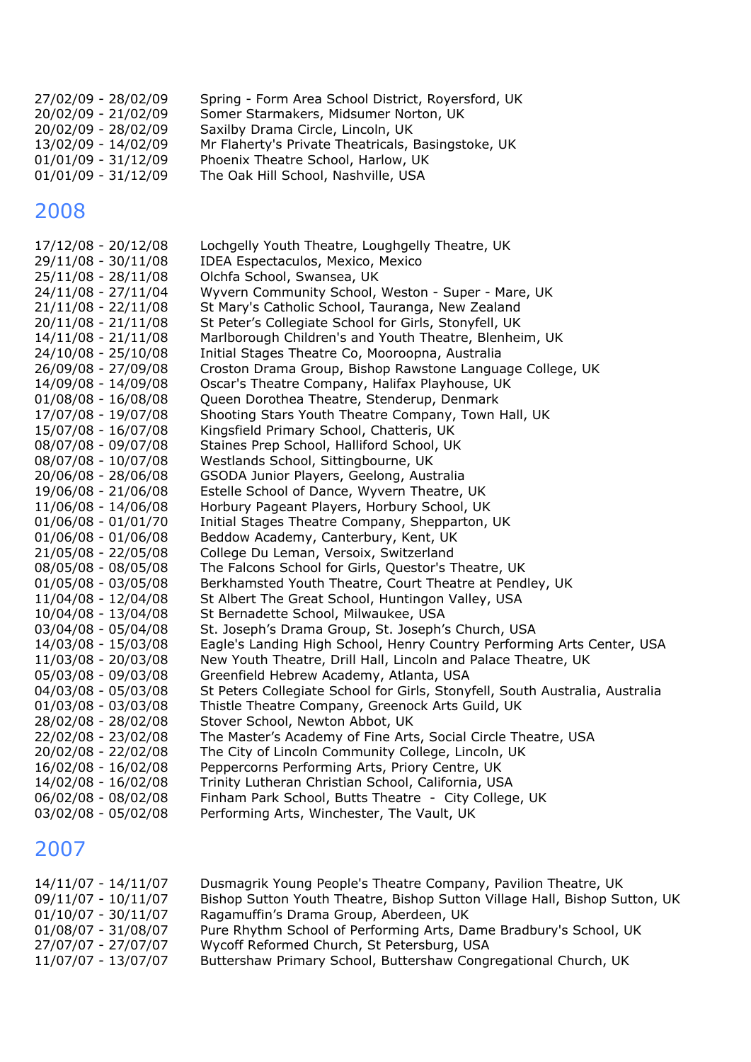| | |
|---|---|
| 27/02/09 - 28/02/09 | Spring - Form Area School District, Royersford, UK |
| 20/02/09 - 21/02/09 | Somer Starmakers, Midsumer Norton, UK |
| 20/02/09 - 28/02/09 | Saxilby Drama Circle, Lincoln, UK |
| 13/02/09 - 14/02/09 | Mr Flaherty's Private Theatricals, Basingstoke, UK |
| 01/01/09 - 31/12/09 | Phoenix Theatre School, Harlow, UK |
| 01/01/09 - 31/12/09 | The Oak Hill School, Nashville, USA |

## 2008

| | |
|---|---|
| 17/12/08 - 20/12/08 | Lochgelly Youth Theatre, Loughgelly Theatre, UK |
| 29/11/08 - 30/11/08 | IDEA Espectaculos, Mexico, Mexico |
| 25/11/08 - 28/11/08 | Olchfa School, Swansea, UK |
| 24/11/08 - 27/11/04 | Wyvern Community School, Weston - Super - Mare, UK |
| 21/11/08 - 22/11/08 | St Mary's Catholic School, Tauranga, New Zealand |
| 20/11/08 - 21/11/08 | St Peter's Collegiate School for Girls, Stonyfell, UK |
| 14/11/08 - 21/11/08 | Marlborough Children's and Youth Theatre, Blenheim, UK |
| 24/10/08 - 25/10/08 | Initial Stages Theatre Co, Mooroopna, Australia |
| 26/09/08 - 27/09/08 | Croston Drama Group, Bishop Rawstone Language College, UK |
| 14/09/08 - 14/09/08 | Oscar's Theatre Company, Halifax Playhouse, UK |
| 01/08/08 - 16/08/08 | Queen Dorothea Theatre, Stenderup, Denmark |
| 17/07/08 - 19/07/08 | Shooting Stars Youth Theatre Company, Town Hall, UK |
| 15/07/08 - 16/07/08 | Kingsfield Primary School, Chatteris, UK |
| 08/07/08 - 09/07/08 | Staines Prep School, Halliford School, UK |
| 08/07/08 - 10/07/08 | Westlands School, Sittingbourne, UK |
| 20/06/08 - 28/06/08 | GSODA Junior Players, Geelong, Australia |
| 19/06/08 - 21/06/08 | Estelle School of Dance, Wyvern Theatre, UK |
| 11/06/08 - 14/06/08 | Horbury Pageant Players, Horbury School, UK |
| 01/06/08 - 01/01/70 | Initial Stages Theatre Company, Shepparton, UK |
| 01/06/08 - 01/06/08 | Beddow Academy, Canterbury, Kent, UK |
| 21/05/08 - 22/05/08 | College Du Leman, Versoix, Switzerland |
| 08/05/08 - 08/05/08 | The Falcons School for Girls, Questor's Theatre, UK |
| 01/05/08 - 03/05/08 | Berkhamsted Youth Theatre, Court Theatre at Pendley, UK |
| 11/04/08 - 12/04/08 | St Albert The Great School, Huntingon Valley, USA |
| 10/04/08 - 13/04/08 | St Bernadette School, Milwaukee, USA |
| 03/04/08 - 05/04/08 | St. Joseph's Drama Group, St. Joseph's Church, USA |
| 14/03/08 - 15/03/08 | Eagle's Landing High School, Henry Country Performing Arts Center, USA |
| 11/03/08 - 20/03/08 | New Youth Theatre, Drill Hall, Lincoln and Palace Theatre, UK |
| 05/03/08 - 09/03/08 | Greenfield Hebrew Academy, Atlanta, USA |
| 04/03/08 - 05/03/08 | St Peters Collegiate School for Girls, Stonyfell, South Australia, Australia |
| 01/03/08 - 03/03/08 | Thistle Theatre Company, Greenock Arts Guild, UK |
| 28/02/08 - 28/02/08 | Stover School, Newton Abbot, UK |
| 22/02/08 - 23/02/08 | The Master's Academy of Fine Arts, Social Circle Theatre, USA |
| 20/02/08 - 22/02/08 | The City of Lincoln Community College, Lincoln, UK |
| 16/02/08 - 16/02/08 | Peppercorns Performing Arts, Priory Centre, UK |
| 14/02/08 - 16/02/08 | Trinity Lutheran Christian School, California, USA |
| 06/02/08 - 08/02/08 | Finham Park School, Butts Theatre - City College, UK |
| 03/02/08 - 05/02/08 | Performing Arts, Winchester, The Vault, UK |

## 2007

| | |
|---|---|
| 14/11/07 - 14/11/07 | Dusmagrik Young People's Theatre Company, Pavilion Theatre, UK |
| 09/11/07 - 10/11/07 | Bishop Sutton Youth Theatre, Bishop Sutton Village Hall, Bishop Sutton, UK |
| 01/10/07 - 30/11/07 | Ragamuffin's Drama Group, Aberdeen, UK |
| 01/08/07 - 31/08/07 | Pure Rhythm School of Performing Arts, Dame Bradbury's School, UK |
| 27/07/07 - 27/07/07 | Wycoff Reformed Church, St Petersburg, USA |
| 11/07/07 - 13/07/07 | Buttershaw Primary School, Buttershaw Congregational Church, UK |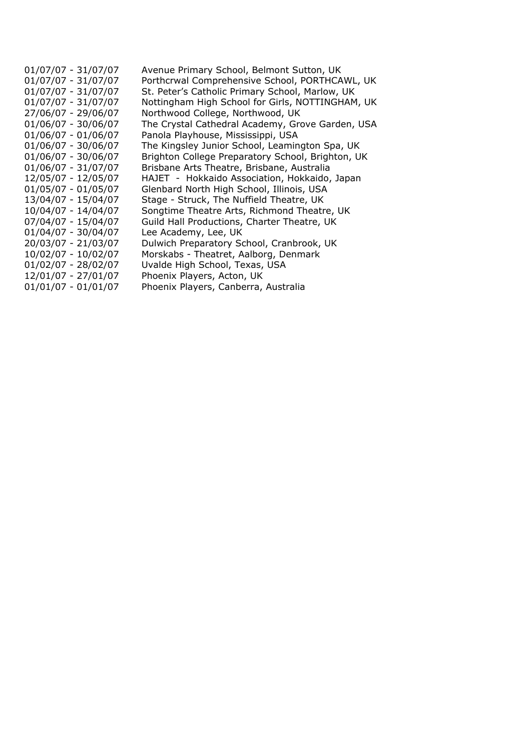| | |
|---|---|
| 01/07/07 - 31/07/07 | Avenue Primary School, Belmont Sutton, UK |
| 01/07/07 - 31/07/07 | Porthcrwal Comprehensive School, PORTHCAWL, UK |
| 01/07/07 - 31/07/07 | St. Peter's Catholic Primary School, Marlow, UK |
| 01/07/07 - 31/07/07 | Nottingham High School for Girls, NOTTINGHAM, UK |
| 27/06/07 - 29/06/07 | Northwood College, Northwood, UK |
| 01/06/07 - 30/06/07 | The Crystal Cathedral Academy, Grove Garden, USA |
| 01/06/07 - 01/06/07 | Panola Playhouse, Mississippi, USA |
| 01/06/07 - 30/06/07 | The Kingsley Junior School, Leamington Spa, UK |
| 01/06/07 - 30/06/07 | Brighton College Preparatory School, Brighton, UK |
| 01/06/07 - 31/07/07 | Brisbane Arts Theatre, Brisbane, Australia |
| 12/05/07 - 12/05/07 | HAJET - Hokkaido Association, Hokkaido, Japan |
| 01/05/07 - 01/05/07 | Glenbard North High School, Illinois, USA |
| 13/04/07 - 15/04/07 | Stage - Struck, The Nuffield Theatre, UK |
| 10/04/07 - 14/04/07 | Songtime Theatre Arts, Richmond Theatre, UK |
| 07/04/07 - 15/04/07 | Guild Hall Productions, Charter Theatre, UK |
| 01/04/07 - 30/04/07 | Lee Academy, Lee, UK |
| 20/03/07 - 21/03/07 | Dulwich Preparatory School, Cranbrook, UK |
| 10/02/07 - 10/02/07 | Morskabs - Theatret, Aalborg, Denmark |
| 01/02/07 - 28/02/07 | Uvalde High School, Texas, USA |
| 12/01/07 - 27/01/07 | Phoenix Players, Acton, UK |
| 01/01/07 - 01/01/07 | Phoenix Players, Canberra, Australia |